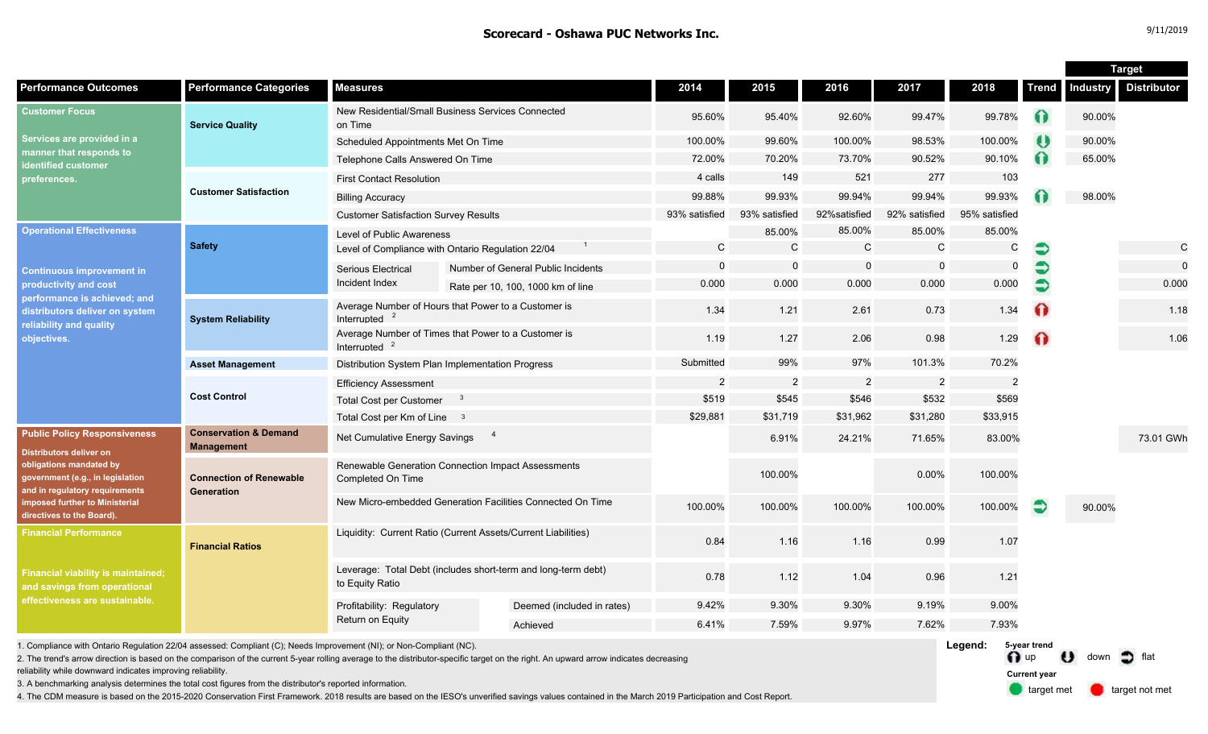# Scorecard - Oshawa PUC Networks Inc.

9/11/2019

| Performance Outcomes | Performance Categories | Measures | | 2014 | 2015 | 2016 | 2017 | 2018 | Trend | Target: Industry | Target: Distributor |
|---|---|---|---|---|---|---|---|---|---|---|---|
| **Customer Focus** Services are provided in a manner that responds to identified customer preferences. | Service Quality | New Residential/Small Business Services Connected on Time | | 95.60% | 95.40% | 92.60% | 99.47% | 99.78% | up | 90.00% | |
| | | Scheduled Appointments Met On Time | | 100.00% | 99.60% | 100.00% | 98.53% | 100.00% | down | 90.00% | |
| | | Telephone Calls Answered On Time | | 72.00% | 70.20% | 73.70% | 90.52% | 90.10% | up | 65.00% | |
| | Customer Satisfaction | First Contact Resolution | | 4 calls | 149 | 521 | 277 | 103 | | | |
| | | Billing Accuracy | | 99.88% | 99.93% | 99.94% | 99.94% | 99.93% | up | 98.00% | |
| | | Customer Satisfaction Survey Results | | 93% satisfied | 93% satisfied | 92%satisfied | 92% satisfied | 95% satisfied | | | |
| **Operational Effectiveness** Continuous improvement in productivity and cost performance is achieved; and distributors deliver on system reliability and quality objectives. | Safety | Level of Public Awareness | | | 85.00% | 85.00% | 85.00% | 85.00% | | | |
| | | Level of Compliance with Ontario Regulation 22/04 [1] | | C | C | C | C | C | flat | | C |
| | | Serious Electrical Incident Index | Number of General Public Incidents | 0 | 0 | 0 | 0 | 0 | flat | | 0 |
| | | | Rate per 10, 100, 1000 km of line | 0.000 | 0.000 | 0.000 | 0.000 | 0.000 | flat | | 0.000 |
| | System Reliability | Average Number of Hours that Power to a Customer is Interrupted [2] | | 1.34 | 1.21 | 2.61 | 0.73 | 1.34 | up (target not met) | | 1.18 |
| | | Average Number of Times that Power to a Customer is Interrupted [2] | | 1.19 | 1.27 | 2.06 | 0.98 | 1.29 | up (target not met) | | 1.06 |
| | Asset Management | Distribution System Plan Implementation Progress | | Submitted | 99% | 97% | 101.3% | 70.2% | | | |
| | Cost Control | Efficiency Assessment | | 2 | 2 | 2 | 2 | 2 | | | |
| | | Total Cost per Customer [3] | | $519 | $545 | $546 | $532 | $569 | | | |
| | | Total Cost per Km of Line [3] | | $29,881 | $31,719 | $31,962 | $31,280 | $33,915 | | | |
| **Public Policy Responsiveness** Distributors deliver on obligations mandated by government (e.g., in legislation and in regulatory requirements imposed further to Ministerial directives to the Board). | Conservation & Demand Management | Net Cumulative Energy Savings [4] | | | 6.91% | 24.21% | 71.65% | 83.00% | | | 73.01 GWh |
| | Connection of Renewable Generation | Renewable Generation Connection Impact Assessments Completed On Time | | | 100.00% | | 0.00% | 100.00% | | | |
| | | New Micro-embedded Generation Facilities Connected On Time | | 100.00% | 100.00% | 100.00% | 100.00% | 100.00% | flat | 90.00% | |
| **Financial Performance** Financial viability is maintained; and savings from operational effectiveness are sustainable. | Financial Ratios | Liquidity: Current Ratio (Current Assets/Current Liabilities) | | 0.84 | 1.16 | 1.16 | 0.99 | 1.07 | | | |
| | | Leverage: Total Debt (includes short-term and long-term debt) to Equity Ratio | | 0.78 | 1.12 | 1.04 | 0.96 | 1.21 | | | |
| | | Profitability: Regulatory Return on Equity | Deemed (included in rates) | 9.42% | 9.30% | 9.30% | 9.19% | 9.00% | | | |
| | | | Achieved | 6.41% | 7.59% | 9.97% | 7.62% | 7.93% | | | |

1. Compliance with Ontario Regulation 22/04 assessed: Compliant (C); Needs Improvement (NI); or Non-Compliant (NC).
2. The trend's arrow direction is based on the comparison of the current 5-year rolling average to the distributor-specific target on the right. An upward arrow indicates decreasing reliability while downward indicates improving reliability.
3. A benchmarking analysis determines the total cost figures from the distributor's reported information.
4. The CDM measure is based on the 2015-2020 Conservation First Framework. 2018 results are based on the IESO's unverified savings values contained in the March 2019 Participation and Cost Report.

**Legend:** 5-year trend: up, down, flat. Current year: target met, target not met.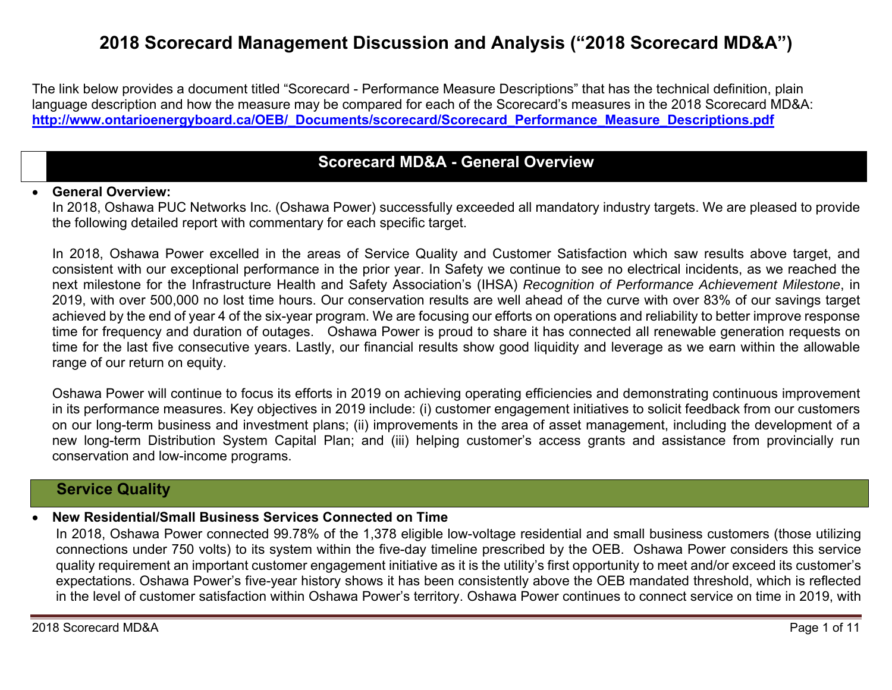# 2018 Scorecard Management Discussion and Analysis ("2018 Scorecard MD&A")

The link below provides a document titled "Scorecard - Performance Measure Descriptions" that has the technical definition, plain language description and how the measure may be compared for each of the Scorecard's measures in the 2018 Scorecard MD&A: **http://www.ontarioenergyboard.ca/OEB/_Documents/scorecard/Scorecard_Performance_Measure_Descriptions.pdf**

## Scorecard MD&A - General Overview

- **General Overview:**
  In 2018, Oshawa PUC Networks Inc. (Oshawa Power) successfully exceeded all mandatory industry targets. We are pleased to provide the following detailed report with commentary for each specific target.

  In 2018, Oshawa Power excelled in the areas of Service Quality and Customer Satisfaction which saw results above target, and consistent with our exceptional performance in the prior year. In Safety we continue to see no electrical incidents, as we reached the next milestone for the Infrastructure Health and Safety Association's (IHSA) *Recognition of Performance Achievement Milestone*, in 2019, with over 500,000 no lost time hours. Our conservation results are well ahead of the curve with over 83% of our savings target achieved by the end of year 4 of the six-year program. We are focusing our efforts on operations and reliability to better improve response time for frequency and duration of outages. Oshawa Power is proud to share it has connected all renewable generation requests on time for the last five consecutive years. Lastly, our financial results show good liquidity and leverage as we earn within the allowable range of our return on equity.

  Oshawa Power will continue to focus its efforts in 2019 on achieving operating efficiencies and demonstrating continuous improvement in its performance measures. Key objectives in 2019 include: (i) customer engagement initiatives to solicit feedback from our customers on our long-term business and investment plans; (ii) improvements in the area of asset management, including the development of a new long-term Distribution System Capital Plan; and (iii) helping customer's access grants and assistance from provincially run conservation and low-income programs.

## Service Quality

- **New Residential/Small Business Services Connected on Time**
  In 2018, Oshawa Power connected 99.78% of the 1,378 eligible low-voltage residential and small business customers (those utilizing connections under 750 volts) to its system within the five-day timeline prescribed by the OEB. Oshawa Power considers this service quality requirement an important customer engagement initiative as it is the utility's first opportunity to meet and/or exceed its customer's expectations. Oshawa Power's five-year history shows it has been consistently above the OEB mandated threshold, which is reflected in the level of customer satisfaction within Oshawa Power's territory. Oshawa Power continues to connect service on time in 2019, with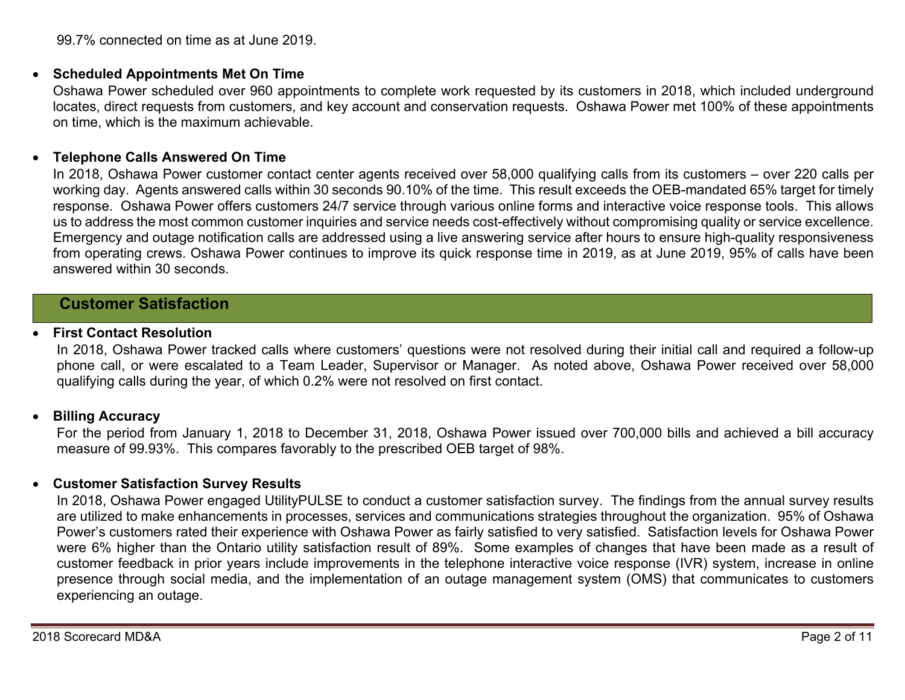99.7% connected on time as at June 2019.

- **Scheduled Appointments Met On Time**

  Oshawa Power scheduled over 960 appointments to complete work requested by its customers in 2018, which included underground locates, direct requests from customers, and key account and conservation requests. Oshawa Power met 100% of these appointments on time, which is the maximum achievable.

- **Telephone Calls Answered On Time**

  In 2018, Oshawa Power customer contact center agents received over 58,000 qualifying calls from its customers – over 220 calls per working day. Agents answered calls within 30 seconds 90.10% of the time. This result exceeds the OEB-mandated 65% target for timely response. Oshawa Power offers customers 24/7 service through various online forms and interactive voice response tools. This allows us to address the most common customer inquiries and service needs cost-effectively without compromising quality or service excellence. Emergency and outage notification calls are addressed using a live answering service after hours to ensure high-quality responsiveness from operating crews. Oshawa Power continues to improve its quick response time in 2019, as at June 2019, 95% of calls have been answered within 30 seconds.

## Customer Satisfaction

- **First Contact Resolution**

  In 2018, Oshawa Power tracked calls where customers' questions were not resolved during their initial call and required a follow-up phone call, or were escalated to a Team Leader, Supervisor or Manager. As noted above, Oshawa Power received over 58,000 qualifying calls during the year, of which 0.2% were not resolved on first contact.

- **Billing Accuracy**

  For the period from January 1, 2018 to December 31, 2018, Oshawa Power issued over 700,000 bills and achieved a bill accuracy measure of 99.93%. This compares favorably to the prescribed OEB target of 98%.

- **Customer Satisfaction Survey Results**

  In 2018, Oshawa Power engaged UtilityPULSE to conduct a customer satisfaction survey. The findings from the annual survey results are utilized to make enhancements in processes, services and communications strategies throughout the organization. 95% of Oshawa Power's customers rated their experience with Oshawa Power as fairly satisfied to very satisfied. Satisfaction levels for Oshawa Power were 6% higher than the Ontario utility satisfaction result of 89%. Some examples of changes that have been made as a result of customer feedback in prior years include improvements in the telephone interactive voice response (IVR) system, increase in online presence through social media, and the implementation of an outage management system (OMS) that communicates to customers experiencing an outage.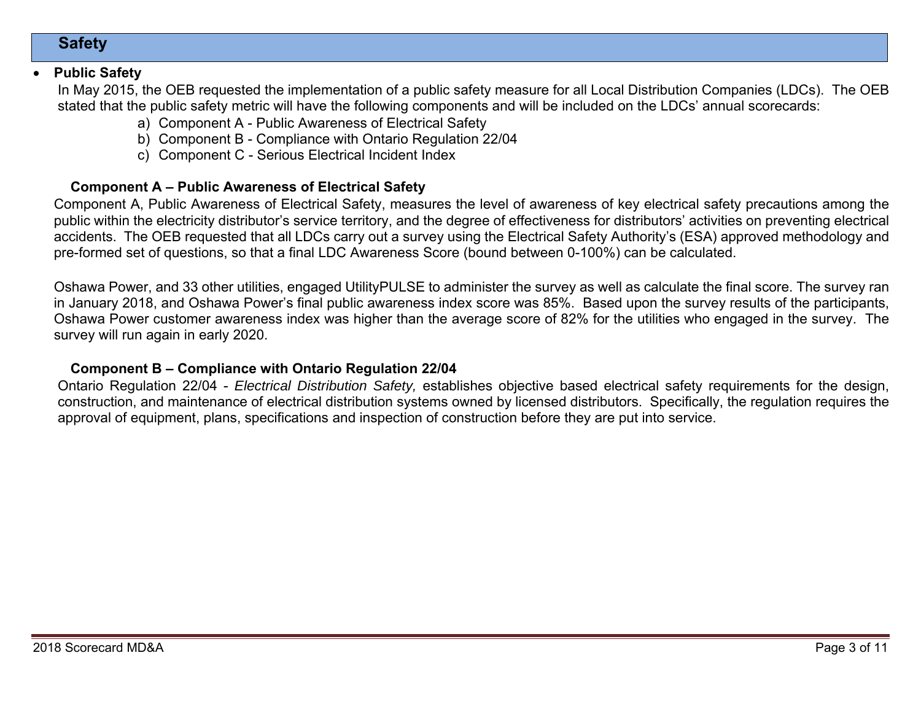## Safety

- **Public Safety**

In May 2015, the OEB requested the implementation of a public safety measure for all Local Distribution Companies (LDCs). The OEB stated that the public safety metric will have the following components and will be included on the LDCs' annual scorecards:

a) Component A - Public Awareness of Electrical Safety
b) Component B - Compliance with Ontario Regulation 22/04
c) Component C - Serious Electrical Incident Index

**Component A – Public Awareness of Electrical Safety**

Component A, Public Awareness of Electrical Safety, measures the level of awareness of key electrical safety precautions among the public within the electricity distributor's service territory, and the degree of effectiveness for distributors' activities on preventing electrical accidents. The OEB requested that all LDCs carry out a survey using the Electrical Safety Authority's (ESA) approved methodology and pre-formed set of questions, so that a final LDC Awareness Score (bound between 0-100%) can be calculated.

Oshawa Power, and 33 other utilities, engaged UtilityPULSE to administer the survey as well as calculate the final score. The survey ran in January 2018, and Oshawa Power's final public awareness index score was 85%. Based upon the survey results of the participants, Oshawa Power customer awareness index was higher than the average score of 82% for the utilities who engaged in the survey. The survey will run again in early 2020.

**Component B – Compliance with Ontario Regulation 22/04**

Ontario Regulation 22/04 - *Electrical Distribution Safety,* establishes objective based electrical safety requirements for the design, construction, and maintenance of electrical distribution systems owned by licensed distributors. Specifically, the regulation requires the approval of equipment, plans, specifications and inspection of construction before they are put into service.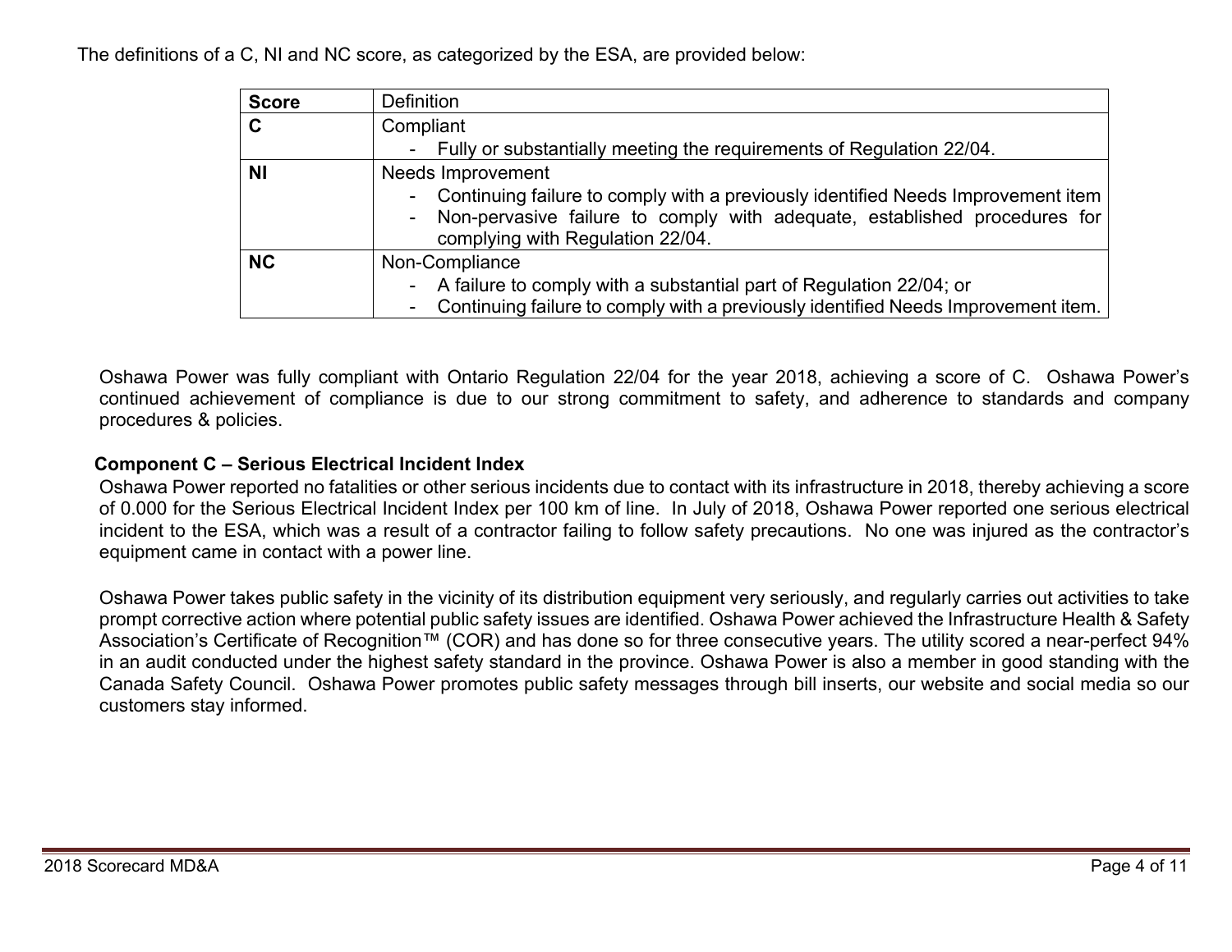The definitions of a C, NI and NC score, as categorized by the ESA, are provided below:

| Score | Definition |
|---|---|
| **C** | Compliant<br>- Fully or substantially meeting the requirements of Regulation 22/04. |
| **NI** | Needs Improvement<br>- Continuing failure to comply with a previously identified Needs Improvement item<br>- Non-pervasive failure to comply with adequate, established procedures for complying with Regulation 22/04. |
| **NC** | Non-Compliance<br>- A failure to comply with a substantial part of Regulation 22/04; or<br>- Continuing failure to comply with a previously identified Needs Improvement item. |

Oshawa Power was fully compliant with Ontario Regulation 22/04 for the year 2018, achieving a score of C. Oshawa Power's continued achievement of compliance is due to our strong commitment to safety, and adherence to standards and company procedures & policies.

**Component C – Serious Electrical Incident Index**

Oshawa Power reported no fatalities or other serious incidents due to contact with its infrastructure in 2018, thereby achieving a score of 0.000 for the Serious Electrical Incident Index per 100 km of line. In July of 2018, Oshawa Power reported one serious electrical incident to the ESA, which was a result of a contractor failing to follow safety precautions. No one was injured as the contractor's equipment came in contact with a power line.

Oshawa Power takes public safety in the vicinity of its distribution equipment very seriously, and regularly carries out activities to take prompt corrective action where potential public safety issues are identified. Oshawa Power achieved the Infrastructure Health & Safety Association's Certificate of Recognition™ (COR) and has done so for three consecutive years. The utility scored a near-perfect 94% in an audit conducted under the highest safety standard in the province. Oshawa Power is also a member in good standing with the Canada Safety Council. Oshawa Power promotes public safety messages through bill inserts, our website and social media so our customers stay informed.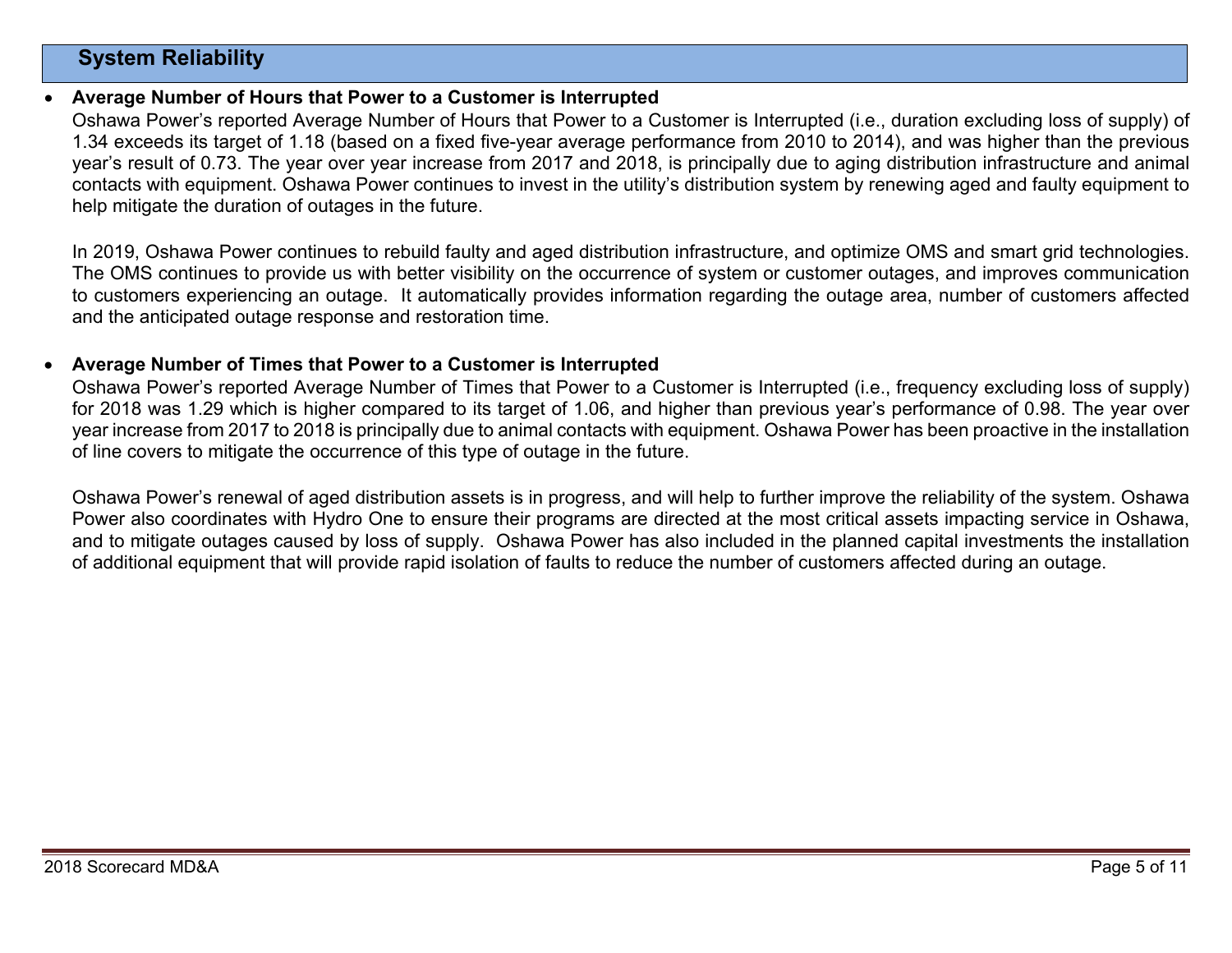## System Reliability

- **Average Number of Hours that Power to a Customer is Interrupted**
  Oshawa Power's reported Average Number of Hours that Power to a Customer is Interrupted (i.e., duration excluding loss of supply) of 1.34 exceeds its target of 1.18 (based on a fixed five-year average performance from 2010 to 2014), and was higher than the previous year's result of 0.73. The year over year increase from 2017 and 2018, is principally due to aging distribution infrastructure and animal contacts with equipment. Oshawa Power continues to invest in the utility's distribution system by renewing aged and faulty equipment to help mitigate the duration of outages in the future.

  In 2019, Oshawa Power continues to rebuild faulty and aged distribution infrastructure, and optimize OMS and smart grid technologies. The OMS continues to provide us with better visibility on the occurrence of system or customer outages, and improves communication to customers experiencing an outage. It automatically provides information regarding the outage area, number of customers affected and the anticipated outage response and restoration time.

- **Average Number of Times that Power to a Customer is Interrupted**
  Oshawa Power's reported Average Number of Times that Power to a Customer is Interrupted (i.e., frequency excluding loss of supply) for 2018 was 1.29 which is higher compared to its target of 1.06, and higher than previous year's performance of 0.98. The year over year increase from 2017 to 2018 is principally due to animal contacts with equipment. Oshawa Power has been proactive in the installation of line covers to mitigate the occurrence of this type of outage in the future.

  Oshawa Power's renewal of aged distribution assets is in progress, and will help to further improve the reliability of the system. Oshawa Power also coordinates with Hydro One to ensure their programs are directed at the most critical assets impacting service in Oshawa, and to mitigate outages caused by loss of supply. Oshawa Power has also included in the planned capital investments the installation of additional equipment that will provide rapid isolation of faults to reduce the number of customers affected during an outage.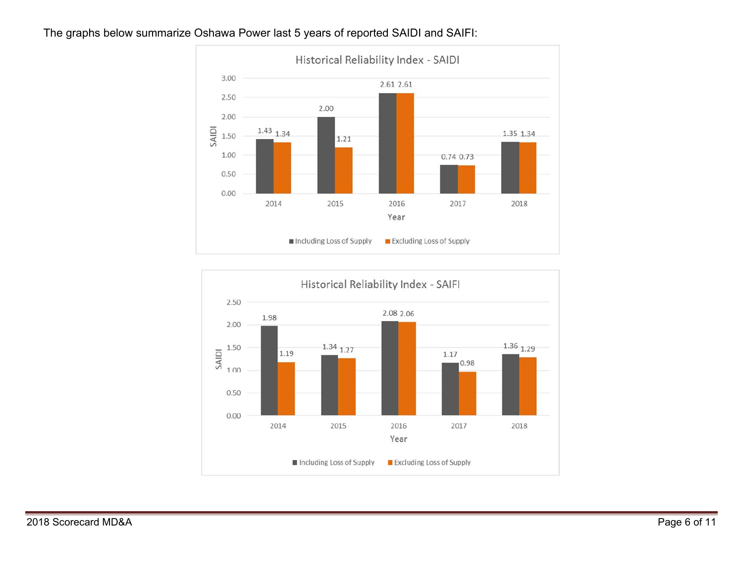The graphs below summarize Oshawa Power last 5 years of reported SAIDI and SAIFI:

**Historical Reliability Index - SAIDI**

| Year | Including Loss of Supply | Excluding Loss of Supply |
|---|---|---|
| 2014 | 1.43 | 1.34 |
| 2015 | 2.00 | 1.21 |
| 2016 | 2.61 | 2.61 |
| 2017 | 0.74 | 0.73 |
| 2018 | 1.35 | 1.34 |

**Historical Reliability Index - SAIFI**

| Year | Including Loss of Supply | Excluding Loss of Supply |
|---|---|---|
| 2014 | 1.98 | 1.19 |
| 2015 | 1.34 | 1.27 |
| 2016 | 2.08 | 2.06 |
| 2017 | 1.17 | 0.98 |
| 2018 | 1.36 | 1.29 |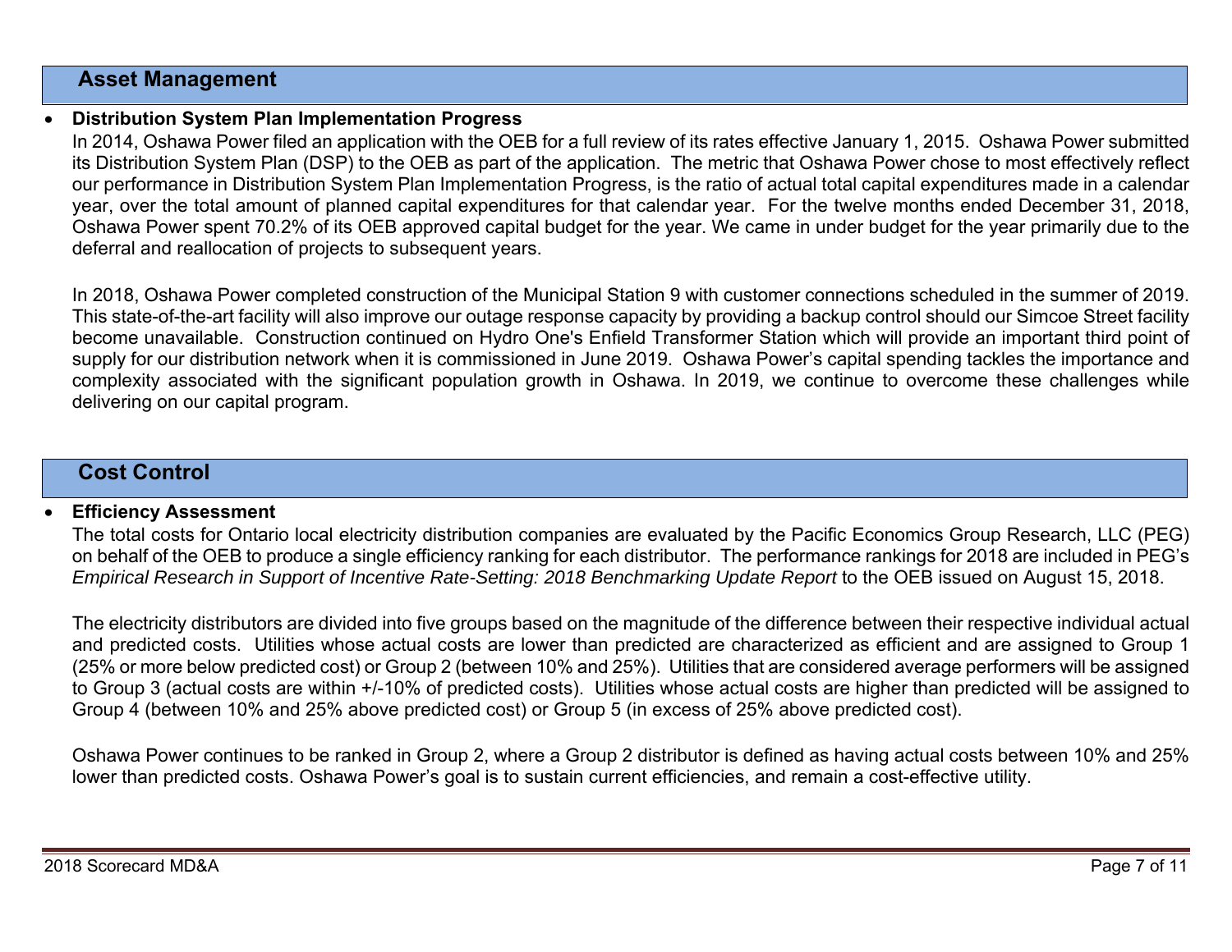## Asset Management

- **Distribution System Plan Implementation Progress**

  In 2014, Oshawa Power filed an application with the OEB for a full review of its rates effective January 1, 2015. Oshawa Power submitted its Distribution System Plan (DSP) to the OEB as part of the application. The metric that Oshawa Power chose to most effectively reflect our performance in Distribution System Plan Implementation Progress, is the ratio of actual total capital expenditures made in a calendar year, over the total amount of planned capital expenditures for that calendar year. For the twelve months ended December 31, 2018, Oshawa Power spent 70.2% of its OEB approved capital budget for the year. We came in under budget for the year primarily due to the deferral and reallocation of projects to subsequent years.

  In 2018, Oshawa Power completed construction of the Municipal Station 9 with customer connections scheduled in the summer of 2019. This state-of-the-art facility will also improve our outage response capacity by providing a backup control should our Simcoe Street facility become unavailable. Construction continued on Hydro One's Enfield Transformer Station which will provide an important third point of supply for our distribution network when it is commissioned in June 2019. Oshawa Power's capital spending tackles the importance and complexity associated with the significant population growth in Oshawa. In 2019, we continue to overcome these challenges while delivering on our capital program.

## Cost Control

- **Efficiency Assessment**

  The total costs for Ontario local electricity distribution companies are evaluated by the Pacific Economics Group Research, LLC (PEG) on behalf of the OEB to produce a single efficiency ranking for each distributor. The performance rankings for 2018 are included in PEG's *Empirical Research in Support of Incentive Rate-Setting: 2018 Benchmarking Update Report* to the OEB issued on August 15, 2018.

  The electricity distributors are divided into five groups based on the magnitude of the difference between their respective individual actual and predicted costs. Utilities whose actual costs are lower than predicted are characterized as efficient and are assigned to Group 1 (25% or more below predicted cost) or Group 2 (between 10% and 25%). Utilities that are considered average performers will be assigned to Group 3 (actual costs are within +/-10% of predicted costs). Utilities whose actual costs are higher than predicted will be assigned to Group 4 (between 10% and 25% above predicted cost) or Group 5 (in excess of 25% above predicted cost).

  Oshawa Power continues to be ranked in Group 2, where a Group 2 distributor is defined as having actual costs between 10% and 25% lower than predicted costs. Oshawa Power's goal is to sustain current efficiencies, and remain a cost-effective utility.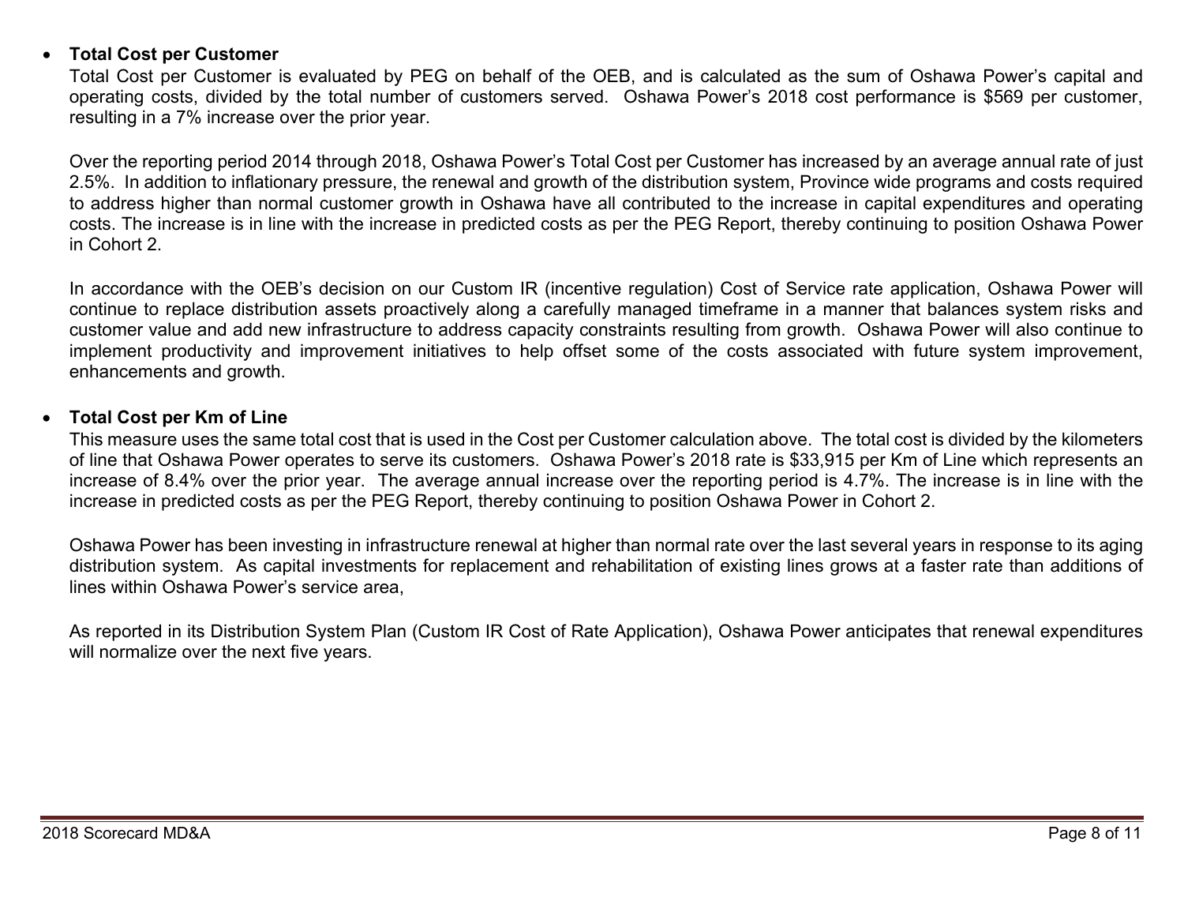- **Total Cost per Customer**

  Total Cost per Customer is evaluated by PEG on behalf of the OEB, and is calculated as the sum of Oshawa Power's capital and operating costs, divided by the total number of customers served. Oshawa Power's 2018 cost performance is $569 per customer, resulting in a 7% increase over the prior year.

  Over the reporting period 2014 through 2018, Oshawa Power's Total Cost per Customer has increased by an average annual rate of just 2.5%. In addition to inflationary pressure, the renewal and growth of the distribution system, Province wide programs and costs required to address higher than normal customer growth in Oshawa have all contributed to the increase in capital expenditures and operating costs. The increase is in line with the increase in predicted costs as per the PEG Report, thereby continuing to position Oshawa Power in Cohort 2.

  In accordance with the OEB's decision on our Custom IR (incentive regulation) Cost of Service rate application, Oshawa Power will continue to replace distribution assets proactively along a carefully managed timeframe in a manner that balances system risks and customer value and add new infrastructure to address capacity constraints resulting from growth. Oshawa Power will also continue to implement productivity and improvement initiatives to help offset some of the costs associated with future system improvement, enhancements and growth.

- **Total Cost per Km of Line**

  This measure uses the same total cost that is used in the Cost per Customer calculation above. The total cost is divided by the kilometers of line that Oshawa Power operates to serve its customers. Oshawa Power's 2018 rate is $33,915 per Km of Line which represents an increase of 8.4% over the prior year. The average annual increase over the reporting period is 4.7%. The increase is in line with the increase in predicted costs as per the PEG Report, thereby continuing to position Oshawa Power in Cohort 2.

  Oshawa Power has been investing in infrastructure renewal at higher than normal rate over the last several years in response to its aging distribution system. As capital investments for replacement and rehabilitation of existing lines grows at a faster rate than additions of lines within Oshawa Power's service area,

  As reported in its Distribution System Plan (Custom IR Cost of Rate Application), Oshawa Power anticipates that renewal expenditures will normalize over the next five years.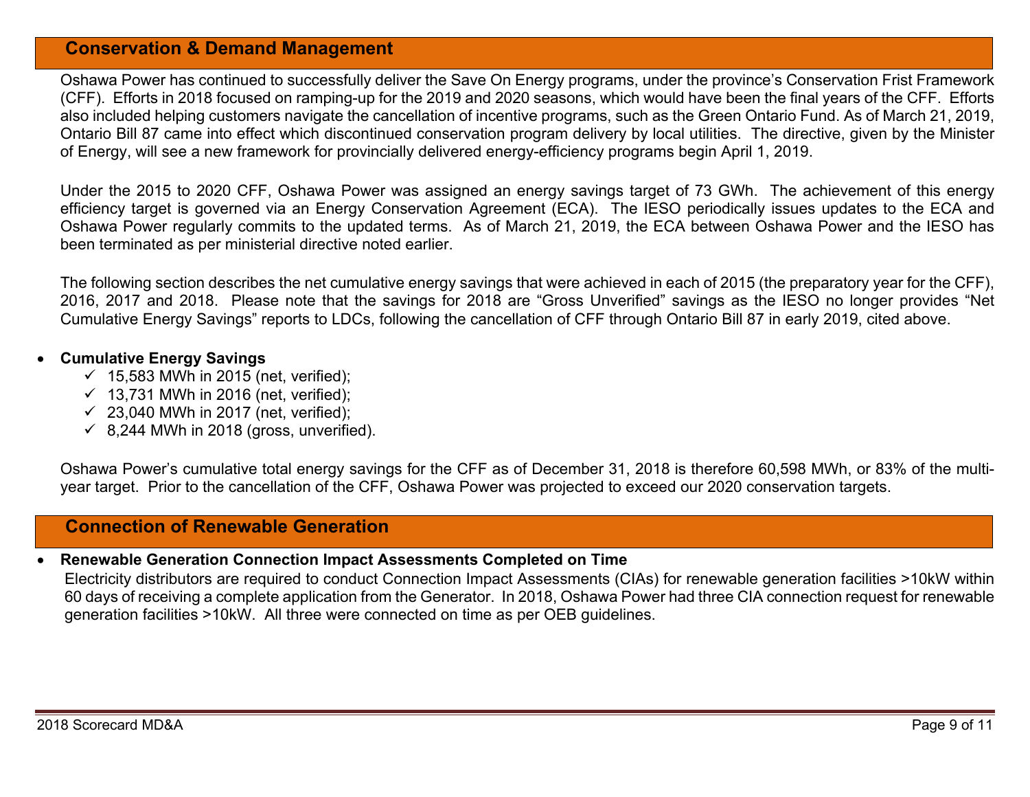## Conservation & Demand Management

Oshawa Power has continued to successfully deliver the Save On Energy programs, under the province's Conservation Frist Framework (CFF). Efforts in 2018 focused on ramping-up for the 2019 and 2020 seasons, which would have been the final years of the CFF. Efforts also included helping customers navigate the cancellation of incentive programs, such as the Green Ontario Fund. As of March 21, 2019, Ontario Bill 87 came into effect which discontinued conservation program delivery by local utilities. The directive, given by the Minister of Energy, will see a new framework for provincially delivered energy-efficiency programs begin April 1, 2019.

Under the 2015 to 2020 CFF, Oshawa Power was assigned an energy savings target of 73 GWh. The achievement of this energy efficiency target is governed via an Energy Conservation Agreement (ECA). The IESO periodically issues updates to the ECA and Oshawa Power regularly commits to the updated terms. As of March 21, 2019, the ECA between Oshawa Power and the IESO has been terminated as per ministerial directive noted earlier.

The following section describes the net cumulative energy savings that were achieved in each of 2015 (the preparatory year for the CFF), 2016, 2017 and 2018. Please note that the savings for 2018 are "Gross Unverified" savings as the IESO no longer provides "Net Cumulative Energy Savings" reports to LDCs, following the cancellation of CFF through Ontario Bill 87 in early 2019, cited above.

- **Cumulative Energy Savings**
  - ✓ 15,583 MWh in 2015 (net, verified);
  - ✓ 13,731 MWh in 2016 (net, verified);
  - ✓ 23,040 MWh in 2017 (net, verified);
  - ✓ 8,244 MWh in 2018 (gross, unverified).

Oshawa Power's cumulative total energy savings for the CFF as of December 31, 2018 is therefore 60,598 MWh, or 83% of the multi-year target. Prior to the cancellation of the CFF, Oshawa Power was projected to exceed our 2020 conservation targets.

## Connection of Renewable Generation

- **Renewable Generation Connection Impact Assessments Completed on Time**
  Electricity distributors are required to conduct Connection Impact Assessments (CIAs) for renewable generation facilities >10kW within 60 days of receiving a complete application from the Generator. In 2018, Oshawa Power had three CIA connection request for renewable generation facilities >10kW. All three were connected on time as per OEB guidelines.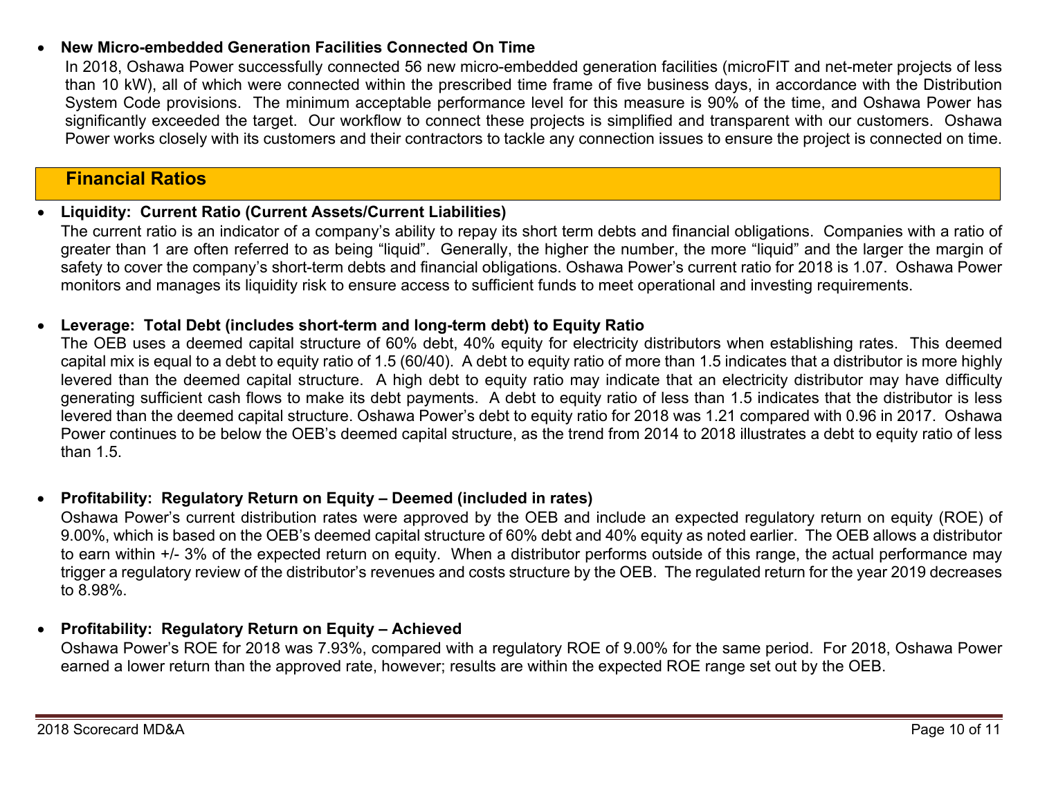- **New Micro-embedded Generation Facilities Connected On Time**

  In 2018, Oshawa Power successfully connected 56 new micro-embedded generation facilities (microFIT and net-meter projects of less than 10 kW), all of which were connected within the prescribed time frame of five business days, in accordance with the Distribution System Code provisions. The minimum acceptable performance level for this measure is 90% of the time, and Oshawa Power has significantly exceeded the target. Our workflow to connect these projects is simplified and transparent with our customers. Oshawa Power works closely with its customers and their contractors to tackle any connection issues to ensure the project is connected on time.

## Financial Ratios

- **Liquidity: Current Ratio (Current Assets/Current Liabilities)**

  The current ratio is an indicator of a company's ability to repay its short term debts and financial obligations. Companies with a ratio of greater than 1 are often referred to as being "liquid". Generally, the higher the number, the more "liquid" and the larger the margin of safety to cover the company's short-term debts and financial obligations. Oshawa Power's current ratio for 2018 is 1.07. Oshawa Power monitors and manages its liquidity risk to ensure access to sufficient funds to meet operational and investing requirements.

- **Leverage: Total Debt (includes short-term and long-term debt) to Equity Ratio**

  The OEB uses a deemed capital structure of 60% debt, 40% equity for electricity distributors when establishing rates. This deemed capital mix is equal to a debt to equity ratio of 1.5 (60/40). A debt to equity ratio of more than 1.5 indicates that a distributor is more highly levered than the deemed capital structure. A high debt to equity ratio may indicate that an electricity distributor may have difficulty generating sufficient cash flows to make its debt payments. A debt to equity ratio of less than 1.5 indicates that the distributor is less levered than the deemed capital structure. Oshawa Power's debt to equity ratio for 2018 was 1.21 compared with 0.96 in 2017. Oshawa Power continues to be below the OEB's deemed capital structure, as the trend from 2014 to 2018 illustrates a debt to equity ratio of less than 1.5.

- **Profitability: Regulatory Return on Equity – Deemed (included in rates)**

  Oshawa Power's current distribution rates were approved by the OEB and include an expected regulatory return on equity (ROE) of 9.00%, which is based on the OEB's deemed capital structure of 60% debt and 40% equity as noted earlier. The OEB allows a distributor to earn within +/- 3% of the expected return on equity. When a distributor performs outside of this range, the actual performance may trigger a regulatory review of the distributor's revenues and costs structure by the OEB. The regulated return for the year 2019 decreases to 8.98%.

- **Profitability: Regulatory Return on Equity – Achieved**

  Oshawa Power's ROE for 2018 was 7.93%, compared with a regulatory ROE of 9.00% for the same period. For 2018, Oshawa Power earned a lower return than the approved rate, however; results are within the expected ROE range set out by the OEB.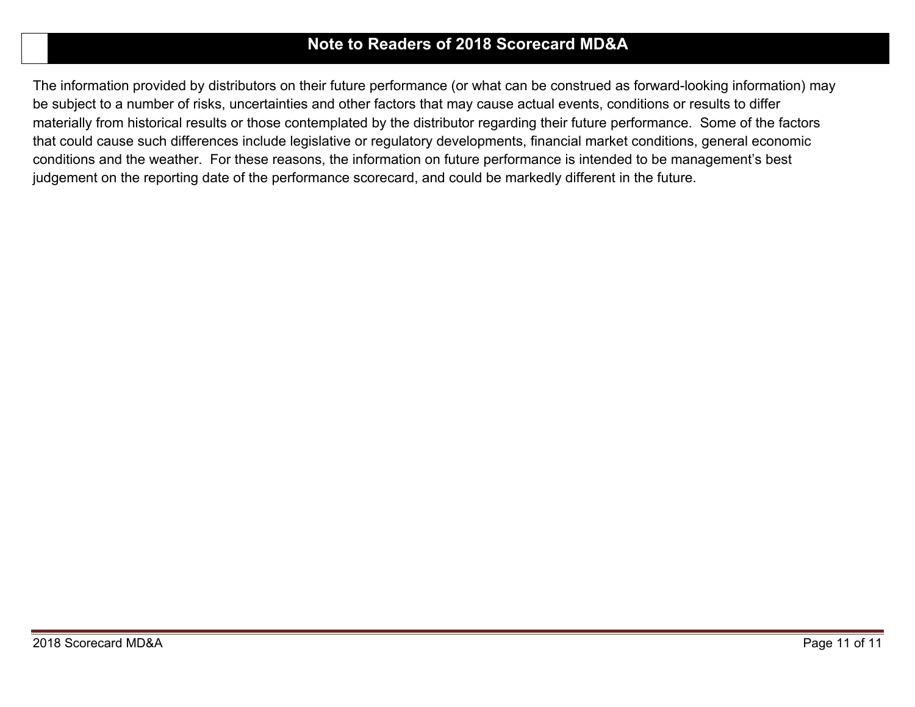# Note to Readers of 2018 Scorecard MD&A

The information provided by distributors on their future performance (or what can be construed as forward-looking information) may be subject to a number of risks, uncertainties and other factors that may cause actual events, conditions or results to differ materially from historical results or those contemplated by the distributor regarding their future performance. Some of the factors that could cause such differences include legislative or regulatory developments, financial market conditions, general economic conditions and the weather. For these reasons, the information on future performance is intended to be management's best judgement on the reporting date of the performance scorecard, and could be markedly different in the future.